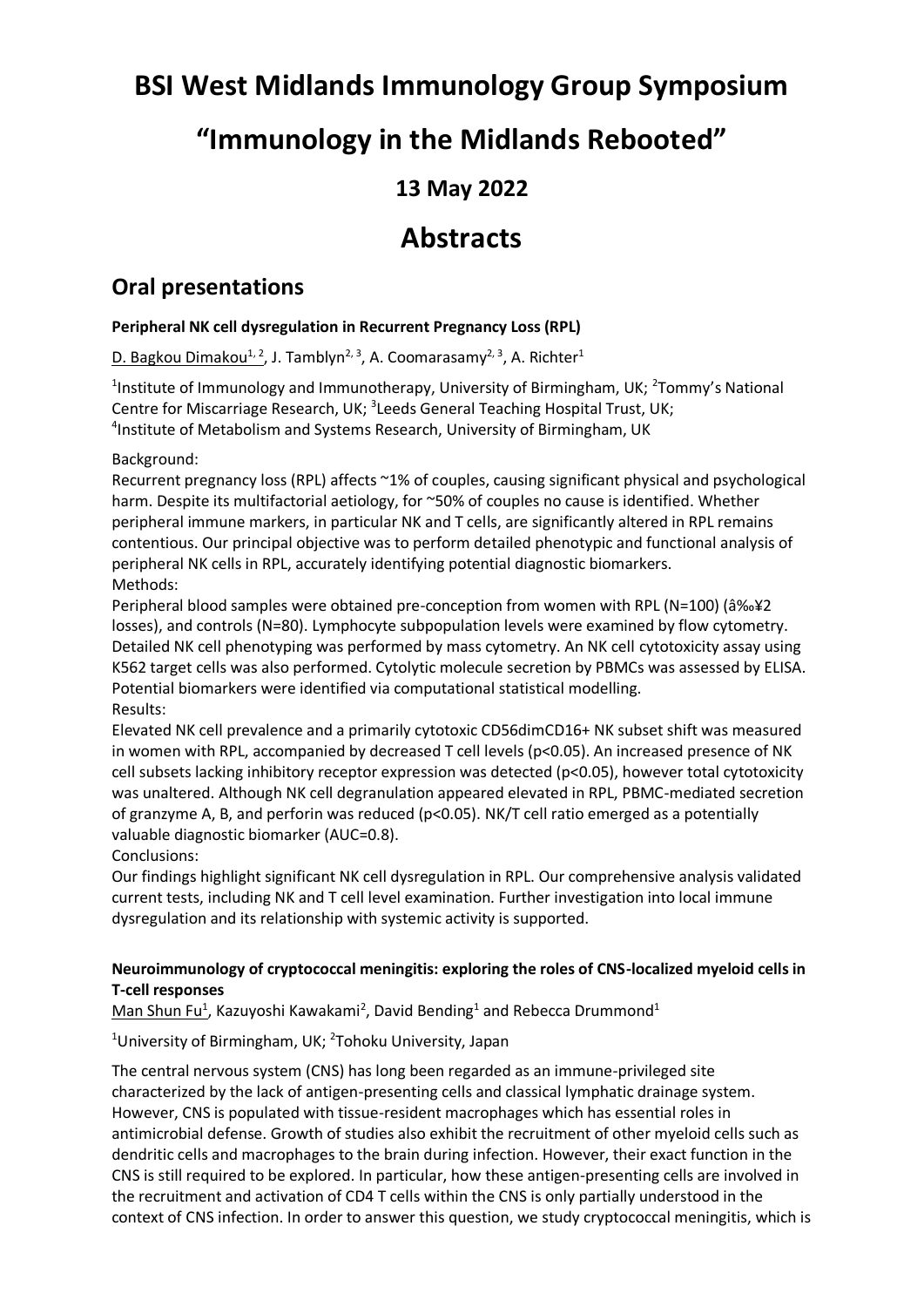# BSI West Midlands Immunology Group Symposium

# "Immunology in the Midlands Rebooted"

### 13 May 2022

# Abstracts

## Oral presentations

**Peripheral NK cell dysregulation in Recurrent Pregnancy Loss (RPL)**

D. Bagkou Dimakou[1, 2], J. Tamblyn[2, 3], A. Coomarasamy[2, 3], A. Richter[1]

[1]Institute of Immunology and Immunotherapy, University of Birmingham, UK; [2]Tommy's National Centre for Miscarriage Research, UK; [3]Leeds General Teaching Hospital Trust, UK; [4]Institute of Metabolism and Systems Research, University of Birmingham, UK

Background:
Recurrent pregnancy loss (RPL) affects ~1% of couples, causing significant physical and psychological harm. Despite its multifactorial aetiology, for ~50% of couples no cause is identified. Whether peripheral immune markers, in particular NK and T cells, are significantly altered in RPL remains contentious. Our principal objective was to perform detailed phenotypic and functional analysis of peripheral NK cells in RPL, accurately identifying potential diagnostic biomarkers.
Methods:
Peripheral blood samples were obtained pre-conception from women with RPL (N=100) (â‰¥2 losses), and controls (N=80). Lymphocyte subpopulation levels were examined by flow cytometry. Detailed NK cell phenotyping was performed by mass cytometry. An NK cell cytotoxicity assay using K562 target cells was also performed. Cytolytic molecule secretion by PBMCs was assessed by ELISA. Potential biomarkers were identified via computational statistical modelling.
Results:
Elevated NK cell prevalence and a primarily cytotoxic CD56dimCD16+ NK subset shift was measured in women with RPL, accompanied by decreased T cell levels ($p<0.05$). An increased presence of NK cell subsets lacking inhibitory receptor expression was detected ($p<0.05$), however total cytotoxicity was unaltered. Although NK cell degranulation appeared elevated in RPL, PBMC-mediated secretion of granzyme A, B, and perforin was reduced ($p<0.05$). NK/T cell ratio emerged as a potentially valuable diagnostic biomarker (AUC=0.8).
Conclusions:
Our findings highlight significant NK cell dysregulation in RPL. Our comprehensive analysis validated current tests, including NK and T cell level examination. Further investigation into local immune dysregulation and its relationship with systemic activity is supported.

**Neuroimmunology of cryptococcal meningitis: exploring the roles of CNS-localized myeloid cells in T-cell responses**

Man Shun Fu[1], Kazuyoshi Kawakami[2], David Bending[1] and Rebecca Drummond[1]

[1]University of Birmingham, UK; [2]Tohoku University, Japan

The central nervous system (CNS) has long been regarded as an immune-privileged site characterized by the lack of antigen-presenting cells and classical lymphatic drainage system. However, CNS is populated with tissue-resident macrophages which has essential roles in antimicrobial defense. Growth of studies also exhibit the recruitment of other myeloid cells such as dendritic cells and macrophages to the brain during infection. However, their exact function in the CNS is still required to be explored. In particular, how these antigen-presenting cells are involved in the recruitment and activation of CD4 T cells within the CNS is only partially understood in the context of CNS infection. In order to answer this question, we study cryptococcal meningitis, which is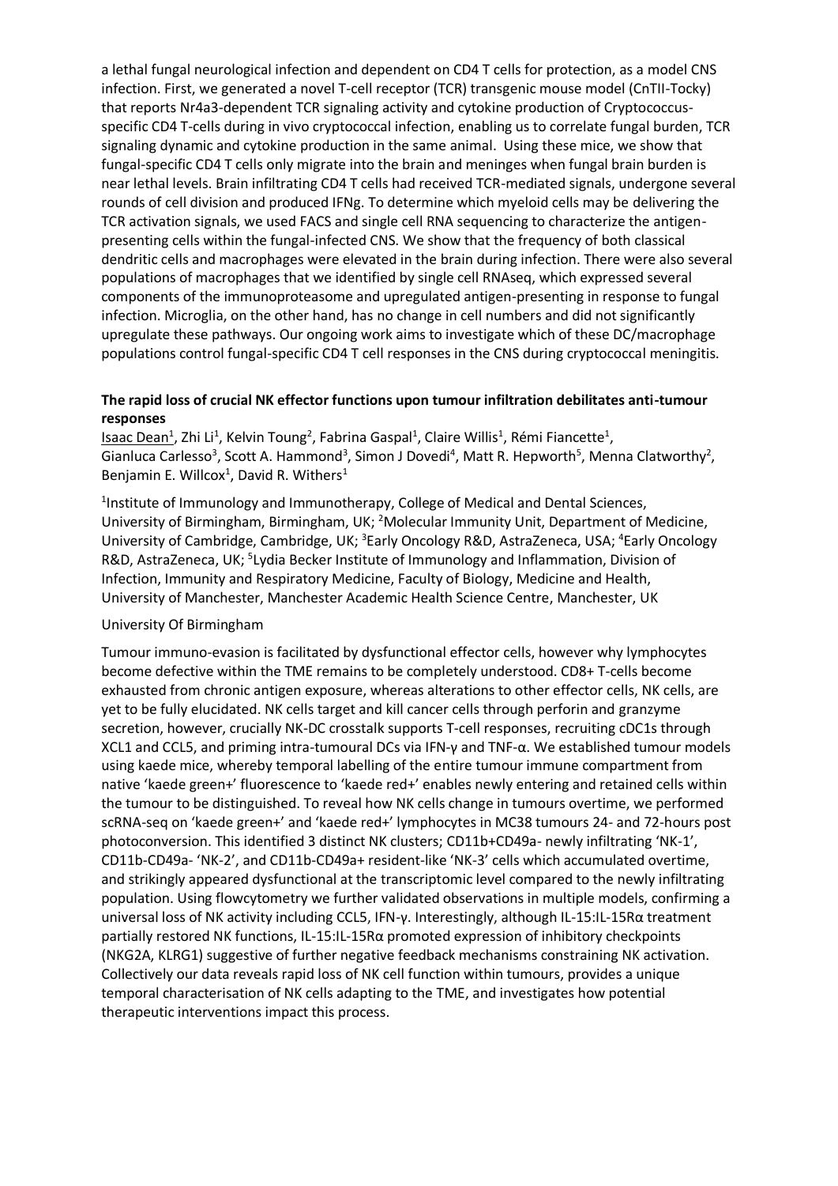a lethal fungal neurological infection and dependent on CD4 T cells for protection, as a model CNS infection. First, we generated a novel T-cell receptor (TCR) transgenic mouse model (CnTII-Tocky) that reports Nr4a3-dependent TCR signaling activity and cytokine production of Cryptococcus-specific CD4 T-cells during in vivo cryptococcal infection, enabling us to correlate fungal burden, TCR signaling dynamic and cytokine production in the same animal. Using these mice, we show that fungal-specific CD4 T cells only migrate into the brain and meninges when fungal brain burden is near lethal levels. Brain infiltrating CD4 T cells had received TCR-mediated signals, undergone several rounds of cell division and produced IFNg. To determine which myeloid cells may be delivering the TCR activation signals, we used FACS and single cell RNA sequencing to characterize the antigen-presenting cells within the fungal-infected CNS. We show that the frequency of both classical dendritic cells and macrophages were elevated in the brain during infection. There were also several populations of macrophages that we identified by single cell RNAseq, which expressed several components of the immunoproteasome and upregulated antigen-presenting in response to fungal infection. Microglia, on the other hand, has no change in cell numbers and did not significantly upregulate these pathways. Our ongoing work aims to investigate which of these DC/macrophage populations control fungal-specific CD4 T cell responses in the CNS during cryptococcal meningitis.

**The rapid loss of crucial NK effector functions upon tumour infiltration debilitates anti-tumour responses**

Isaac Dean[1], Zhi Li[1], Kelvin Toung[2], Fabrina Gaspal[1], Claire Willis[1], Rémi Fiancette[1], Gianluca Carlesso[3], Scott A. Hammond[3], Simon J Dovedi[4], Matt R. Hepworth[5], Menna Clatworthy[2], Benjamin E. Willcox[1], David R. Withers[1]

[1]Institute of Immunology and Immunotherapy, College of Medical and Dental Sciences, University of Birmingham, Birmingham, UK; [2]Molecular Immunity Unit, Department of Medicine, University of Cambridge, Cambridge, UK; [3]Early Oncology R&D, AstraZeneca, USA; [4]Early Oncology R&D, AstraZeneca, UK; [5]Lydia Becker Institute of Immunology and Inflammation, Division of Infection, Immunity and Respiratory Medicine, Faculty of Biology, Medicine and Health, University of Manchester, Manchester Academic Health Science Centre, Manchester, UK

University Of Birmingham

Tumour immuno-evasion is facilitated by dysfunctional effector cells, however why lymphocytes become defective within the TME remains to be completely understood. CD8+ T-cells become exhausted from chronic antigen exposure, whereas alterations to other effector cells, NK cells, are yet to be fully elucidated. NK cells target and kill cancer cells through perforin and granzyme secretion, however, crucially NK-DC crosstalk supports T-cell responses, recruiting cDC1s through XCL1 and CCL5, and priming intra-tumoural DCs via IFN-γ and TNF-α. We established tumour models using kaede mice, whereby temporal labelling of the entire tumour immune compartment from native 'kaede green+' fluorescence to 'kaede red+' enables newly entering and retained cells within the tumour to be distinguished. To reveal how NK cells change in tumours overtime, we performed scRNA-seq on 'kaede green+' and 'kaede red+' lymphocytes in MC38 tumours 24- and 72-hours post photoconversion. This identified 3 distinct NK clusters; CD11b+CD49a- newly infiltrating 'NK-1', CD11b-CD49a- 'NK-2', and CD11b-CD49a+ resident-like 'NK-3' cells which accumulated overtime, and strikingly appeared dysfunctional at the transcriptomic level compared to the newly infiltrating population. Using flowcytometry we further validated observations in multiple models, confirming a universal loss of NK activity including CCL5, IFN-γ. Interestingly, although IL-15:IL-15Rα treatment partially restored NK functions, IL-15:IL-15Rα promoted expression of inhibitory checkpoints (NKG2A, KLRG1) suggestive of further feedback mechanisms constraining NK activation. Collectively our data reveals rapid loss of NK cell function within tumours, provides a unique temporal characterisation of NK cells adapting to the TME, and investigates how potential therapeutic interventions impact this process.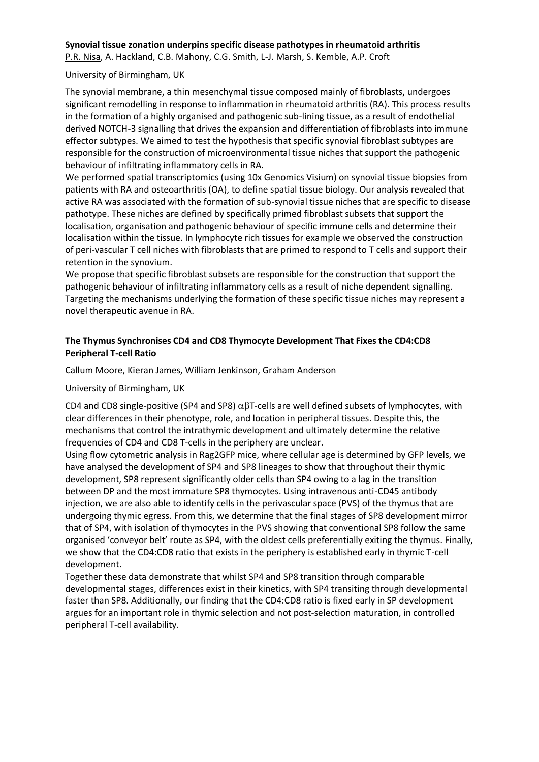**Synovial tissue zonation underpins specific disease pathotypes in rheumatoid arthritis**

P.R. Nisa, A. Hackland, C.B. Mahony, C.G. Smith, L-J. Marsh, S. Kemble, A.P. Croft

University of Birmingham, UK

The synovial membrane, a thin mesenchymal tissue composed mainly of fibroblasts, undergoes significant remodelling in response to inflammation in rheumatoid arthritis (RA). This process results in the formation of a highly organised and pathogenic sub-lining tissue, as a result of endothelial derived NOTCH-3 signalling that drives the expansion and differentiation of fibroblasts into immune effector subtypes. We aimed to test the hypothesis that specific synovial fibroblast subtypes are responsible for the construction of microenvironmental tissue niches that support the pathogenic behaviour of infiltrating inflammatory cells in RA.

We performed spatial transcriptomics (using 10x Genomics Visium) on synovial tissue biopsies from patients with RA and osteoarthritis (OA), to define spatial tissue biology. Our analysis revealed that active RA was associated with the formation of sub-synovial tissue niches that are specific to disease pathotype. These niches are defined by specifically primed fibroblast subsets that support the localisation, organisation and pathogenic behaviour of specific immune cells and determine their localisation within the tissue. In lymphocyte rich tissues for example we observed the construction of peri-vascular T cell niches with fibroblasts that are primed to respond to T cells and support their retention in the synovium.

We propose that specific fibroblast subsets are responsible for the construction that support the pathogenic behaviour of infiltrating inflammatory cells as a result of niche dependent signalling. Targeting the mechanisms underlying the formation of these specific tissue niches may represent a novel therapeutic avenue in RA.

**The Thymus Synchronises CD4 and CD8 Thymocyte Development That Fixes the CD4:CD8 Peripheral T-cell Ratio**

Callum Moore, Kieran James, William Jenkinson, Graham Anderson

University of Birmingham, UK

CD4 and CD8 single-positive (SP4 and SP8) $\alpha\beta$T-cells are well defined subsets of lymphocytes, with clear differences in their phenotype, role, and location in peripheral tissues. Despite this, the mechanisms that control the intrathymic development and ultimately determine the relative frequencies of CD4 and CD8 T-cells in the periphery are unclear.

Using flow cytometric analysis in Rag2GFP mice, where cellular age is determined by GFP levels, we have analysed the development of SP4 and SP8 lineages to show that throughout their thymic development, SP8 represent significantly older cells than SP4 owing to a lag in the transition between DP and the most immature SP8 thymocytes. Using intravenous anti-CD45 antibody injection, we are also able to identify cells in the perivascular space (PVS) of the thymus that are undergoing thymic egress. From this, we determine that the final stages of SP8 development mirror that of SP4, with isolation of thymocytes in the PVS showing that conventional SP8 follow the same organised 'conveyor belt' route as SP4, with the oldest cells preferentially exiting the thymus. Finally, we show that the CD4:CD8 ratio that exists in the periphery is established early in thymic T-cell development.

Together these data demonstrate that whilst SP4 and SP8 transition through comparable developmental stages, differences exist in their kinetics, with SP4 transiting through developmental faster than SP8. Additionally, our finding that the CD4:CD8 ratio is fixed early in SP development argues for an important role in thymic selection and not post-selection maturation, in controlled peripheral T-cell availability.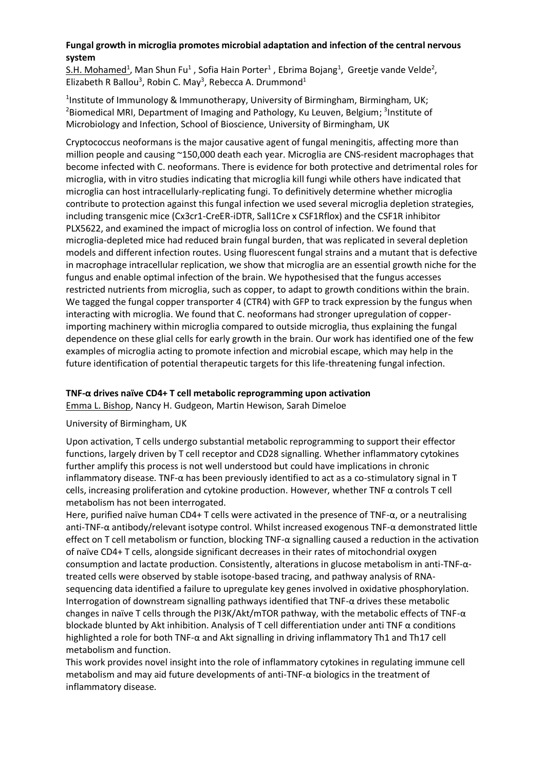**Fungal growth in microglia promotes microbial adaptation and infection of the central nervous system**

S.H. Mohamed[1], Man Shun Fu[1] , Sofia Hain Porter[1] , Ebrima Bojang[1], Greetje vande Velde[2], Elizabeth R Ballou[3], Robin C. May[3], Rebecca A. Drummond[1]

[1]Institute of Immunology & Immunotherapy, University of Birmingham, Birmingham, UK; [2]Biomedical MRI, Department of Imaging and Pathology, Ku Leuven, Belgium; [3]Institute of Microbiology and Infection, School of Bioscience, University of Birmingham, UK

Cryptococcus neoformans is the major causative agent of fungal meningitis, affecting more than million people and causing ~150,000 death each year. Microglia are CNS-resident macrophages that become infected with C. neoformans. There is evidence for both protective and detrimental roles for microglia, with in vitro studies indicating that microglia kill fungi while others have indicated that microglia can host intracellularly-replicating fungi. To definitively determine whether microglia contribute to protection against this fungal infection we used several microglia depletion strategies, including transgenic mice (Cx3cr1-CreER-iDTR, Sall1Cre x CSF1Rflox) and the CSF1R inhibitor PLX5622, and examined the impact of microglia loss on control of infection. We found that microglia-depleted mice had reduced brain fungal burden, that was replicated in several depletion models and different infection routes. Using fluorescent fungal strains and a mutant that is defective in macrophage intracellular replication, we show that microglia are an essential growth niche for the fungus and enable optimal infection of the brain. We hypothesised that the fungus accesses restricted nutrients from microglia, such as copper, to adapt to growth conditions within the brain. We tagged the fungal copper transporter 4 (CTR4) with GFP to track expression by the fungus when interacting with microglia. We found that C. neoformans had stronger upregulation of copper-importing machinery within microglia compared to outside microglia, thus explaining the fungal dependence on these glial cells for early growth in the brain. Our work has identified one of the few examples of microglia acting to promote infection and microbial escape, which may help in the future identification of potential therapeutic targets for this life-threatening fungal infection.

**TNF-α drives naïve CD4+ T cell metabolic reprogramming upon activation**

Emma L. Bishop, Nancy H. Gudgeon, Martin Hewison, Sarah Dimeloe

University of Birmingham, UK

Upon activation, T cells undergo substantial metabolic reprogramming to support their effector functions, largely driven by T cell receptor and CD28 signalling. Whether inflammatory cytokines further amplify this process is not well understood but could have implications in chronic inflammatory disease. TNF-α has been previously identified to act as a co-stimulatory signal in T cells, increasing proliferation and cytokine production. However, whether TNF α controls T cell metabolism has not been interrogated.

Here, purified naïve human CD4+ T cells were activated in the presence of TNF-α, or a neutralising anti-TNF-α antibody/relevant isotype control. Whilst increased exogenous TNF-α demonstrated little effect on T cell metabolism or function, blocking TNF-α signalling caused a reduction in the activation of naïve CD4+ T cells, alongside significant decreases in their rates of mitochondrial oxygen consumption and lactate production. Consistently, alterations in glucose metabolism in anti-TNF-α-treated cells were observed by stable isotope-based tracing, and pathway analysis of RNA-sequencing data identified a failure to upregulate key genes involved in oxidative phosphorylation. Interrogation of downstream signalling pathways identified that TNF-α drives these metabolic changes in naïve T cells through the PI3K/Akt/mTOR pathway, with the metabolic effects of TNF-α blockade blunted by Akt inhibition. Analysis of T cell differentiation under anti TNF α conditions highlighted a role for both TNF-α and Akt signalling in driving inflammatory Th1 and Th17 cell metabolism and function.

This work provides novel insight into the role of inflammatory cytokines in regulating immune cell metabolism and may aid future developments of anti-TNF-α biologics in the treatment of inflammatory disease.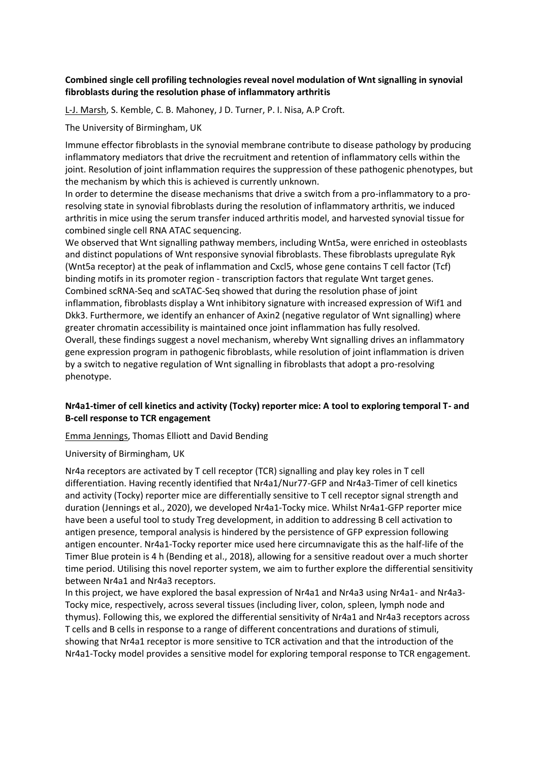**Combined single cell profiling technologies reveal novel modulation of Wnt signalling in synovial fibroblasts during the resolution phase of inflammatory arthritis**

L-J. Marsh, S. Kemble, C. B. Mahoney, J D. Turner, P. I. Nisa, A.P Croft.

The University of Birmingham, UK

Immune effector fibroblasts in the synovial membrane contribute to disease pathology by producing inflammatory mediators that drive the recruitment and retention of inflammatory cells within the joint. Resolution of joint inflammation requires the suppression of these pathogenic phenotypes, but the mechanism by which this is achieved is currently unknown.

In order to determine the disease mechanisms that drive a switch from a pro-inflammatory to a pro-resolving state in synovial fibroblasts during the resolution of inflammatory arthritis, we induced arthritis in mice using the serum transfer induced arthritis model, and harvested synovial tissue for combined single cell RNA ATAC sequencing.

We observed that Wnt signalling pathway members, including Wnt5a, were enriched in osteoblasts and distinct populations of Wnt responsive synovial fibroblasts. These fibroblasts upregulate Ryk (Wnt5a receptor) at the peak of inflammation and Cxcl5, whose gene contains T cell factor (Tcf) binding motifs in its promoter region - transcription factors that regulate Wnt target genes. Combined scRNA-Seq and scATAC-Seq showed that during the resolution phase of joint inflammation, fibroblasts display a Wnt inhibitory signature with increased expression of Wif1 and Dkk3. Furthermore, we identify an enhancer of Axin2 (negative regulator of Wnt signalling) where greater chromatin accessibility is maintained once joint inflammation has fully resolved.

Overall, these findings suggest a novel mechanism, whereby Wnt signalling drives an inflammatory gene expression program in pathogenic fibroblasts, while resolution of joint inflammation is driven by a switch to negative regulation of Wnt signalling in fibroblasts that adopt a pro-resolving phenotype.

**Nr4a1-timer of cell kinetics and activity (Tocky) reporter mice: A tool to exploring temporal T- and B-cell response to TCR engagement**

Emma Jennings, Thomas Elliott and David Bending

University of Birmingham, UK

Nr4a receptors are activated by T cell receptor (TCR) signalling and play key roles in T cell differentiation. Having recently identified that Nr4a1/Nur77-GFP and Nr4a3-Timer of cell kinetics and activity (Tocky) reporter mice are differentially sensitive to T cell receptor signal strength and duration (Jennings et al., 2020), we developed Nr4a1-Tocky mice. Whilst Nr4a1-GFP reporter mice have been a useful tool to study Treg development, in addition to addressing B cell activation to antigen presence, temporal analysis is hindered by the persistence of GFP expression following antigen encounter. Nr4a1-Tocky reporter mice used here circumnavigate this as the half-life of the Timer Blue protein is 4 h (Bending et al., 2018), allowing for a sensitive readout over a much shorter time period. Utilising this novel reporter system, we aim to further explore the differential sensitivity between Nr4a1 and Nr4a3 receptors.

In this project, we have explored the basal expression of Nr4a1 and Nr4a3 using Nr4a1- and Nr4a3-Tocky mice, respectively, across several tissues (including liver, colon, spleen, lymph node and thymus). Following this, we explored the differential sensitivity of Nr4a1 and Nr4a3 receptors across T cells and B cells in response to a range of different concentrations and durations of stimuli, showing that Nr4a1 receptor is more sensitive to TCR activation and that the introduction of the Nr4a1-Tocky model provides a sensitive model for exploring temporal response to TCR engagement.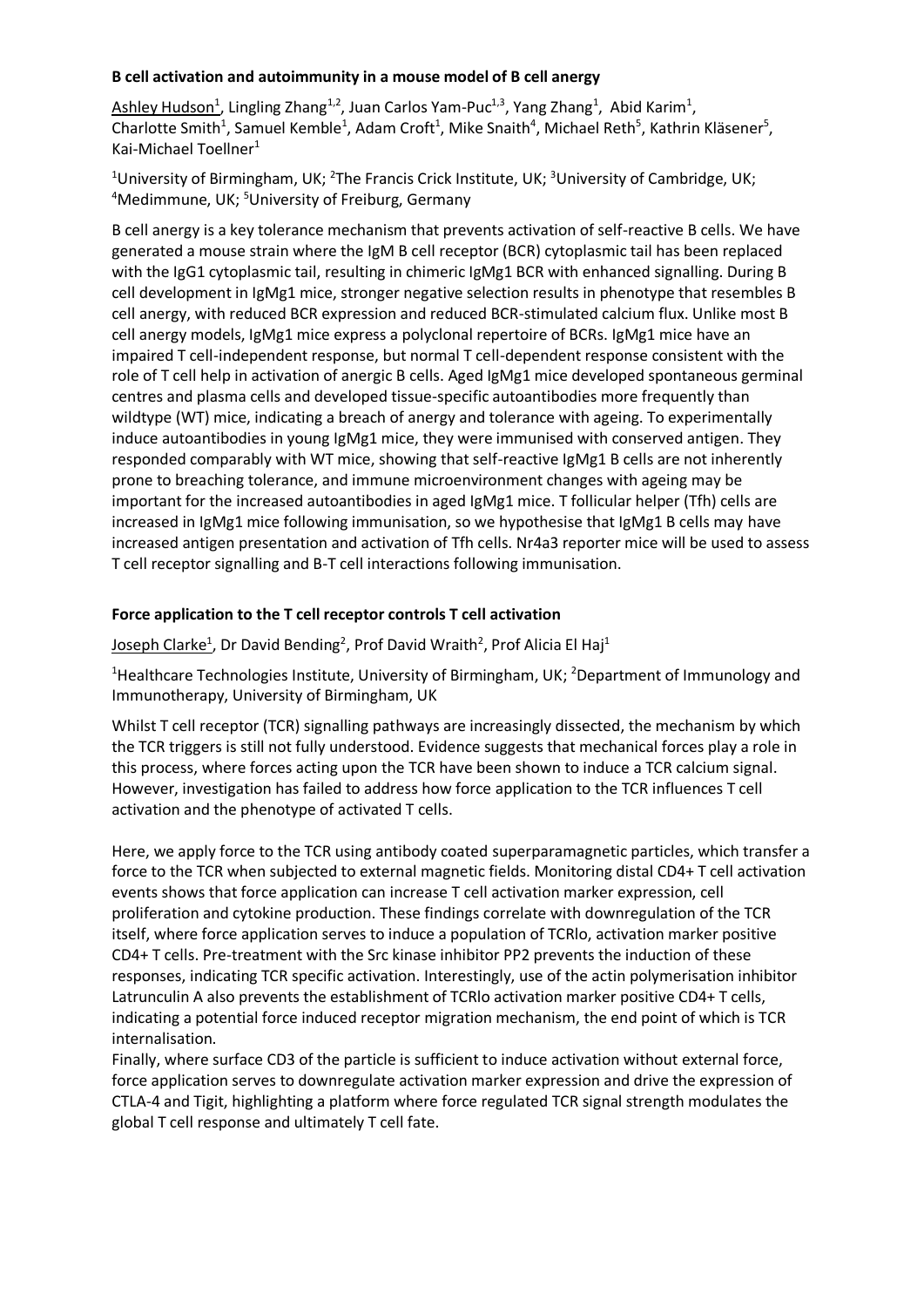**B cell activation and autoimmunity in a mouse model of B cell anergy**

Ashley Hudson[1], Lingling Zhang[1,2], Juan Carlos Yam-Puc[1,3], Yang Zhang[1], Abid Karim[1], Charlotte Smith[1], Samuel Kemble[1], Adam Croft[1], Mike Snaith[4], Michael Reth[5], Kathrin Kläsener[5], Kai-Michael Toellner[1]

[1]University of Birmingham, UK; [2]The Francis Crick Institute, UK; [3]University of Cambridge, UK; [4]Medimmune, UK; [5]University of Freiburg, Germany

B cell anergy is a key tolerance mechanism that prevents activation of self-reactive B cells. We have generated a mouse strain where the IgM B cell receptor (BCR) cytoplasmic tail has been replaced with the IgG1 cytoplasmic tail, resulting in chimeric IgMg1 BCR with enhanced signalling. During B cell development in IgMg1 mice, stronger negative selection results in phenotype that resembles B cell anergy, with reduced BCR expression and reduced BCR-stimulated calcium flux. Unlike most B cell anergy models, IgMg1 mice express a polyclonal repertoire of BCRs. IgMg1 mice have an impaired T cell-independent response, but normal T cell-dependent response consistent with the role of T cell help in activation of anergic B cells. Aged IgMg1 mice developed spontaneous germinal centres and plasma cells and developed tissue-specific autoantibodies more frequently than wildtype (WT) mice, indicating a breach of anergy and tolerance with ageing. To experimentally induce autoantibodies in young IgMg1 mice, they were immunised with conserved antigen. They responded comparably with WT mice, showing that self-reactive IgMg1 B cells are not inherently prone to breaching tolerance, and immune microenvironment changes with ageing may be important for the increased autoantibodies in aged IgMg1 mice. T follicular helper (Tfh) cells are increased in IgMg1 mice following immunisation, so we hypothesise that IgMg1 B cells may have increased antigen presentation and activation of Tfh cells. Nr4a3 reporter mice will be used to assess T cell receptor signalling and B-T cell interactions following immunisation.

**Force application to the T cell receptor controls T cell activation**

Joseph Clarke[1], Dr David Bending[2], Prof David Wraith[2], Prof Alicia El Haj[1]

[1]Healthcare Technologies Institute, University of Birmingham, UK; [2]Department of Immunology and Immunotherapy, University of Birmingham, UK

Whilst T cell receptor (TCR) signalling pathways are increasingly dissected, the mechanism by which the TCR triggers is still not fully understood. Evidence suggests that mechanical forces play a role in this process, where forces acting upon the TCR have been shown to induce a TCR calcium signal. However, investigation has failed to address how force application to the TCR influences T cell activation and the phenotype of activated T cells.

Here, we apply force to the TCR using antibody coated superparamagnetic particles, which transfer a force to the TCR when subjected to external magnetic fields. Monitoring distal CD4+ T cell activation events shows that force application can increase T cell activation marker expression, cell proliferation and cytokine production. These findings correlate with downregulation of the TCR itself, where force application serves to induce a population of TCRlo, activation marker positive CD4+ T cells. Pre-treatment with the Src kinase inhibitor PP2 prevents the induction of these responses, indicating TCR specific activation. Interestingly, use of the actin polymerisation inhibitor Latrunculin A also prevents the establishment of TCRlo activation marker positive CD4+ T cells, indicating a potential force induced receptor migration mechanism, the end point of which is TCR internalisation.

Finally, where surface CD3 of the particle is sufficient to induce activation without external force, force application serves to downregulate activation marker expression and drive the expression of CTLA-4 and Tigit, highlighting a platform where force regulated TCR signal strength modulates the global T cell response and ultimately T cell fate.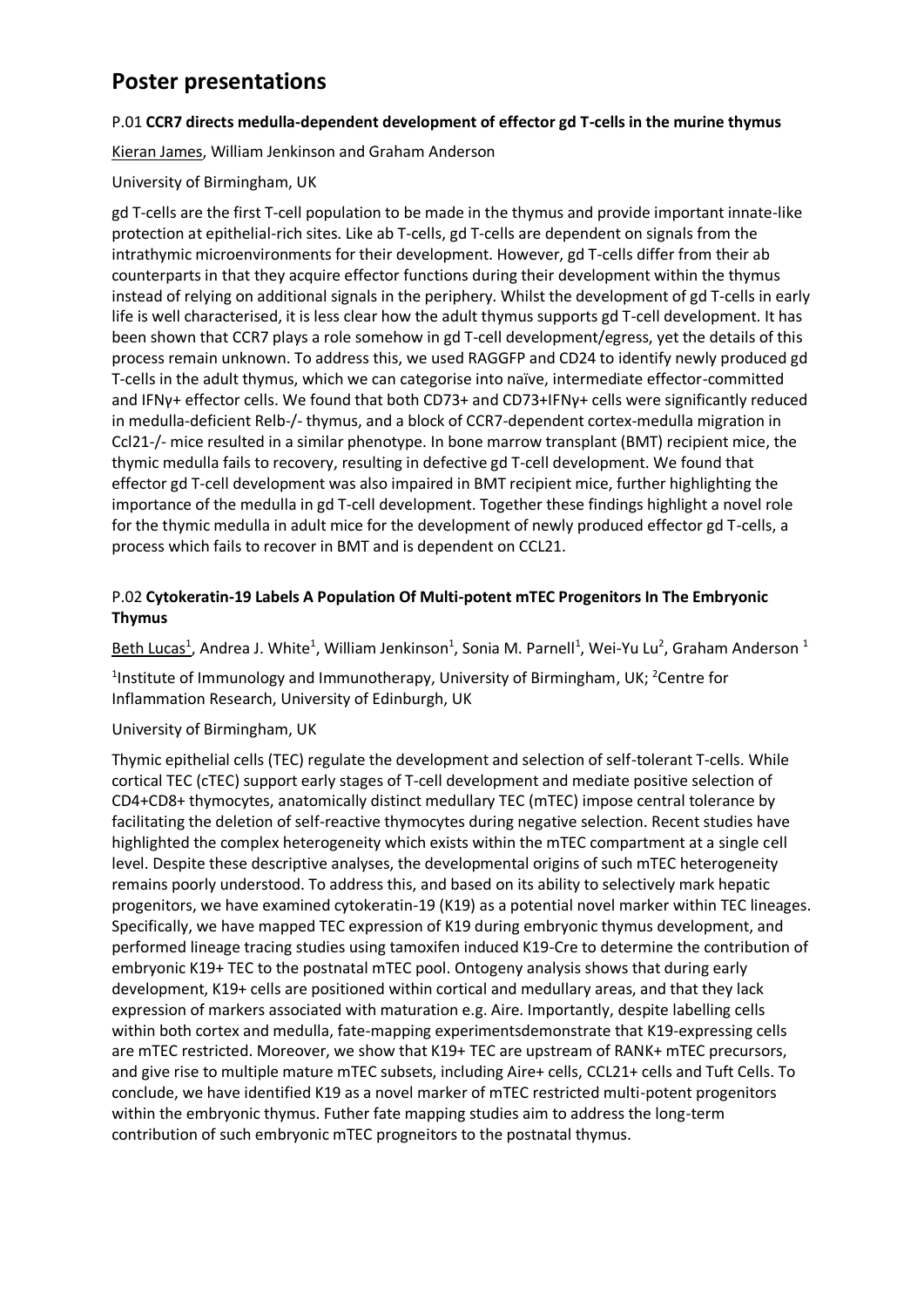# Poster presentations

### P.01 **CCR7 directs medulla-dependent development of effector gd T-cells in the murine thymus**

Kieran James, William Jenkinson and Graham Anderson

University of Birmingham, UK

gd T-cells are the first T-cell population to be made in the thymus and provide important innate-like protection at epithelial-rich sites. Like ab T-cells, gd T-cells are dependent on signals from the intrathymic microenvironments for their development. However, gd T-cells differ from their ab counterparts in that they acquire effector functions during their development within the thymus instead of relying on additional signals in the periphery. Whilst the development of gd T-cells in early life is well characterised, it is less clear how the adult thymus supports gd T-cell development. It has been shown that CCR7 plays a role somehow in gd T-cell development/egress, yet the details of this process remain unknown. To address this, we used RAGGFP and CD24 to identify newly produced gd T-cells in the adult thymus, which we can categorise into naïve, intermediate effector-committed and IFNγ+ effector cells. We found that both CD73+ and CD73+IFNγ+ cells were significantly reduced in medulla-deficient Relb-/- thymus, and a block of CCR7-dependent cortex-medulla migration in Ccl21-/- mice resulted in a similar phenotype. In bone marrow transplant (BMT) recipient mice, the thymic medulla fails to recovery, resulting in defective gd T-cell development. We found that effector gd T-cell development was also impaired in BMT recipient mice, further highlighting the importance of the medulla in gd T-cell development. Together these findings highlight a novel role for the thymic medulla in adult mice for the development of newly produced effector gd T-cells, a process which fails to recover in BMT and is dependent on CCL21.

### P.02 **Cytokeratin-19 Labels A Population Of Multi-potent mTEC Progenitors In The Embryonic Thymus**

Beth Lucas[1], Andrea J. White[1], William Jenkinson[1], Sonia M. Parnell[1], Wei-Yu Lu[2], Graham Anderson [1]

[1]Institute of Immunology and Immunotherapy, University of Birmingham, UK; [2]Centre for Inflammation Research, University of Edinburgh, UK

University of Birmingham, UK

Thymic epithelial cells (TEC) regulate the development and selection of self-tolerant T-cells. While cortical TEC (cTEC) support early stages of T-cell development and mediate positive selection of CD4+CD8+ thymocytes, anatomically distinct medullary TEC (mTEC) impose central tolerance by facilitating the deletion of self-reactive thymocytes during negative selection. Recent studies have highlighted the complex heterogeneity which exists within the mTEC compartment at a single cell level. Despite these descriptive analyses, the developmental origins of such mTEC heterogeneity remains poorly understood. To address this, and based on its ability to selectively mark hepatic progenitors, we have examined cytokeratin-19 (K19) as a potential novel marker within TEC lineages. Specifically, we have mapped TEC expression of K19 during embryonic thymus development, and performed lineage tracing studies using tamoxifen induced K19-Cre to determine the contribution of embryonic K19+ TEC to the postnatal mTEC pool. Ontogeny analysis shows that during early development, K19+ cells are positioned within cortical and medullary areas, and that they lack expression of markers associated with maturation e.g. Aire. Importantly, despite labelling cells within both cortex and medulla, fate-mapping experimentsdemonstrate that K19-expressing cells are mTEC restricted. Moreover, we show that K19+ TEC are upstream of RANK+ mTEC precursors, and give rise to multiple mature mTEC subsets, including Aire+ cells, CCL21+ cells and Tuft Cells. To conclude, we have identified K19 as a novel marker of mTEC restricted multi-potent progenitors within the embryonic thymus. Futher fate mapping studies aim to address the long-term contribution of such embryonic mTEC progneitors to the postnatal thymus.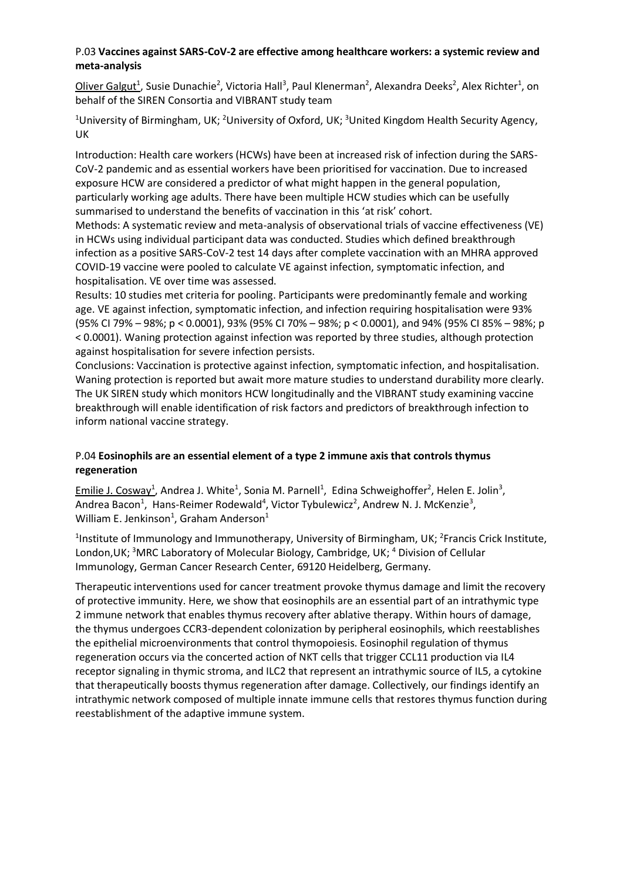### P.03 **Vaccines against SARS-CoV-2 are effective among healthcare workers: a systemic review and meta-analysis**

Oliver Galgut[1], Susie Dunachie[2], Victoria Hall[3], Paul Klenerman[2], Alexandra Deeks[2], Alex Richter[1], on behalf of the SIREN Consortia and VIBRANT study team

[1]University of Birmingham, UK; [2]University of Oxford, UK; [3]United Kingdom Health Security Agency, UK

Introduction: Health care workers (HCWs) have been at increased risk of infection during the SARS-CoV-2 pandemic and as essential workers have been prioritised for vaccination. Due to increased exposure HCW are considered a predictor of what might happen in the general population, particularly working age adults. There have been multiple HCW studies which can be usefully summarised to understand the benefits of vaccination in this 'at risk' cohort.

Methods: A systematic review and meta-analysis of observational trials of vaccine effectiveness (VE) in HCWs using individual participant data was conducted. Studies which defined breakthrough infection as a positive SARS-CoV-2 test 14 days after complete vaccination with an MHRA approved COVID-19 vaccine were pooled to calculate VE against infection, symptomatic infection, and hospitalisation. VE over time was assessed.

Results: 10 studies met criteria for pooling. Participants were predominantly female and working age. VE against infection, symptomatic infection, and infection requiring hospitalisation were 93% (95% CI 79% – 98%; $p < 0.0001$), 93% (95% CI 70% – 98%; $p < 0.0001$), and 94% (95% CI 85% – 98%; $p < 0.0001$). Waning protection against infection was reported by three studies, although protection against hospitalisation for severe infection persists.

Conclusions: Vaccination is protective against infection, symptomatic infection, and hospitalisation. Waning protection is reported but await more mature studies to understand durability more clearly. The UK SIREN study which monitors HCW longitudinally and the VIBRANT study examining vaccine breakthrough will enable identification of risk factors and predictors of breakthrough infection to inform national vaccine strategy.

### P.04 **Eosinophils are an essential element of a type 2 immune axis that controls thymus regeneration**

Emilie J. Cosway[1], Andrea J. White[1], Sonia M. Parnell[1], Edina Schweighoffer[2], Helen E. Jolin[3], Andrea Bacon[1], Hans-Reimer Rodewald[4], Victor Tybulewicz[2], Andrew N. J. McKenzie[3], William E. Jenkinson[1], Graham Anderson[1]

[1]Institute of Immunology and Immunotherapy, University of Birmingham, UK; [2]Francis Crick Institute, London,UK; [3]MRC Laboratory of Molecular Biology, Cambridge, UK; [4] Division of Cellular Immunology, German Cancer Research Center, 69120 Heidelberg, Germany.

Therapeutic interventions used for cancer treatment provoke thymus damage and limit the recovery of protective immunity. Here, we show that eosinophils are an essential part of an intrathymic type 2 immune network that enables thymus recovery after ablative therapy. Within hours of damage, the thymus undergoes CCR3-dependent colonization by peripheral eosinophils, which reestablishes the epithelial microenvironments that control thymopoiesis. Eosinophil regulation of thymus regeneration occurs via the concerted action of NKT cells that trigger CCL11 production via IL4 receptor signaling in thymic stroma, and ILC2 that represent an intrathymic source of IL5, a cytokine that therapeutically boosts thymus regeneration after damage. Collectively, our findings identify an intrathymic network composed of multiple innate immune cells that restores thymus function during reestablishment of the adaptive immune system.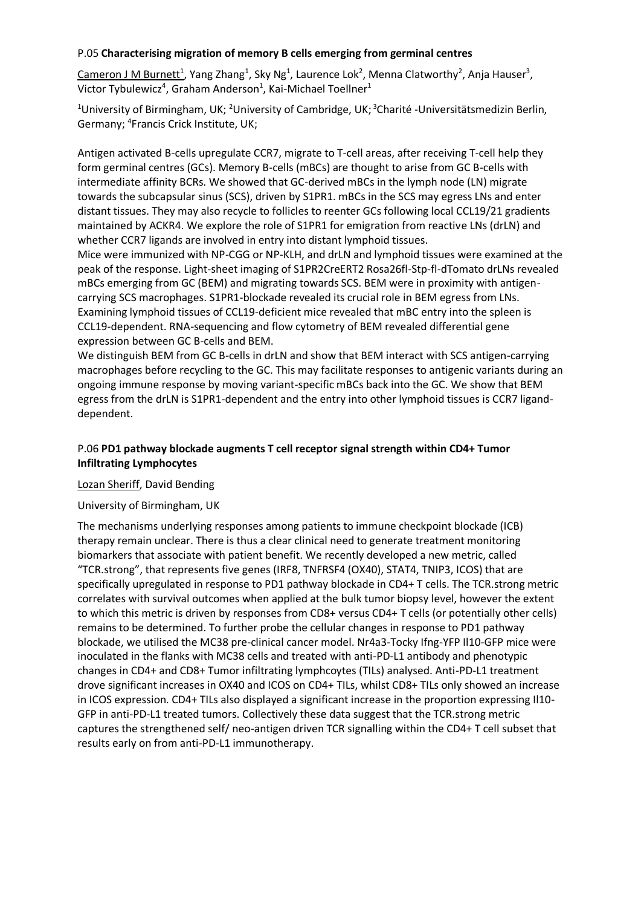### P.05 **Characterising migration of memory B cells emerging from germinal centres**

Cameron J M Burnett[1], Yang Zhang[1], Sky Ng[1], Laurence Lok[2], Menna Clatworthy[2], Anja Hauser[3], Victor Tybulewicz[4], Graham Anderson[1], Kai-Michael Toellner[1]

[1]University of Birmingham, UK; [2]University of Cambridge, UK; [3]Charité -Universitätsmedizin Berlin, Germany; [4]Francis Crick Institute, UK;

Antigen activated B-cells upregulate CCR7, migrate to T-cell areas, after receiving T-cell help they form germinal centres (GCs). Memory B-cells (mBCs) are thought to arise from GC B-cells with intermediate affinity BCRs. We showed that GC-derived mBCs in the lymph node (LN) migrate towards the subcapsular sinus (SCS), driven by S1PR1. mBCs in the SCS may egress LNs and enter distant tissues. They may also recycle to follicles to reenter GCs following local CCL19/21 gradients maintained by ACKR4. We explore the role of S1PR1 for emigration from reactive LNs (drLN) and whether CCR7 ligands are involved in entry into distant lymphoid tissues.

Mice were immunized with NP-CGG or NP-KLH, and drLN and lymphoid tissues were examined at the peak of the response. Light-sheet imaging of S1PR2CreERT2 Rosa26fl-Stp-fl-dTomato drLNs revealed mBCs emerging from GC (BEM) and migrating towards SCS. BEM were in proximity with antigen-carrying SCS macrophages. S1PR1-blockade revealed its crucial role in BEM egress from LNs. Examining lymphoid tissues of CCL19-deficient mice revealed that mBC entry into the spleen is CCL19-dependent. RNA-sequencing and flow cytometry of BEM revealed differential gene expression between GC B-cells and BEM.

We distinguish BEM from GC B-cells in drLN and show that BEM interact with SCS antigen-carrying macrophages before recycling to the GC. This may facilitate responses to antigenic variants during an ongoing immune response by moving variant-specific mBCs back into the GC. We show that BEM egress from the drLN is S1PR1-dependent and the entry into other lymphoid tissues is CCR7 ligand-dependent.

### P.06 **PD1 pathway blockade augments T cell receptor signal strength within CD4+ Tumor Infiltrating Lymphocytes**

Lozan Sheriff, David Bending

University of Birmingham, UK

The mechanisms underlying responses among patients to immune checkpoint blockade (ICB) therapy remain unclear. There is thus a clear clinical need to generate treatment monitoring biomarkers that associate with patient benefit. We recently developed a new metric, called "TCR.strong", that represents five genes (IRF8, TNFRSF4 (OX40), STAT4, TNIP3, ICOS) that are specifically upregulated in response to PD1 pathway blockade in CD4+ T cells. The TCR.strong metric correlates with survival outcomes when applied at the bulk tumor biopsy level, however the extent to which this metric is driven by responses from CD8+ versus CD4+ T cells (or potentially other cells) remains to be determined. To further probe the cellular changes in response to PD1 pathway blockade, we utilised the MC38 pre-clinical cancer model. Nr4a3-Tocky Ifng-YFP Il10-GFP mice were inoculated in the flanks with MC38 cells and treated with anti-PD-L1 antibody and phenotypic changes in CD4+ and CD8+ Tumor infiltrating lymphcoytes (TILs) analysed. Anti-PD-L1 treatment drove significant increases in OX40 and ICOS on CD4+ TILs, whilst CD8+ TILs only showed an increase in ICOS expression. CD4+ TILs also displayed a significant increase in the proportion expressing Il10-GFP in anti-PD-L1 treated tumors. Collectively these data suggest that the TCR.strong metric captures the strengthened self/ neo-antigen driven TCR signalling within the CD4+ T cell subset that results early on from anti-PD-L1 immunotherapy.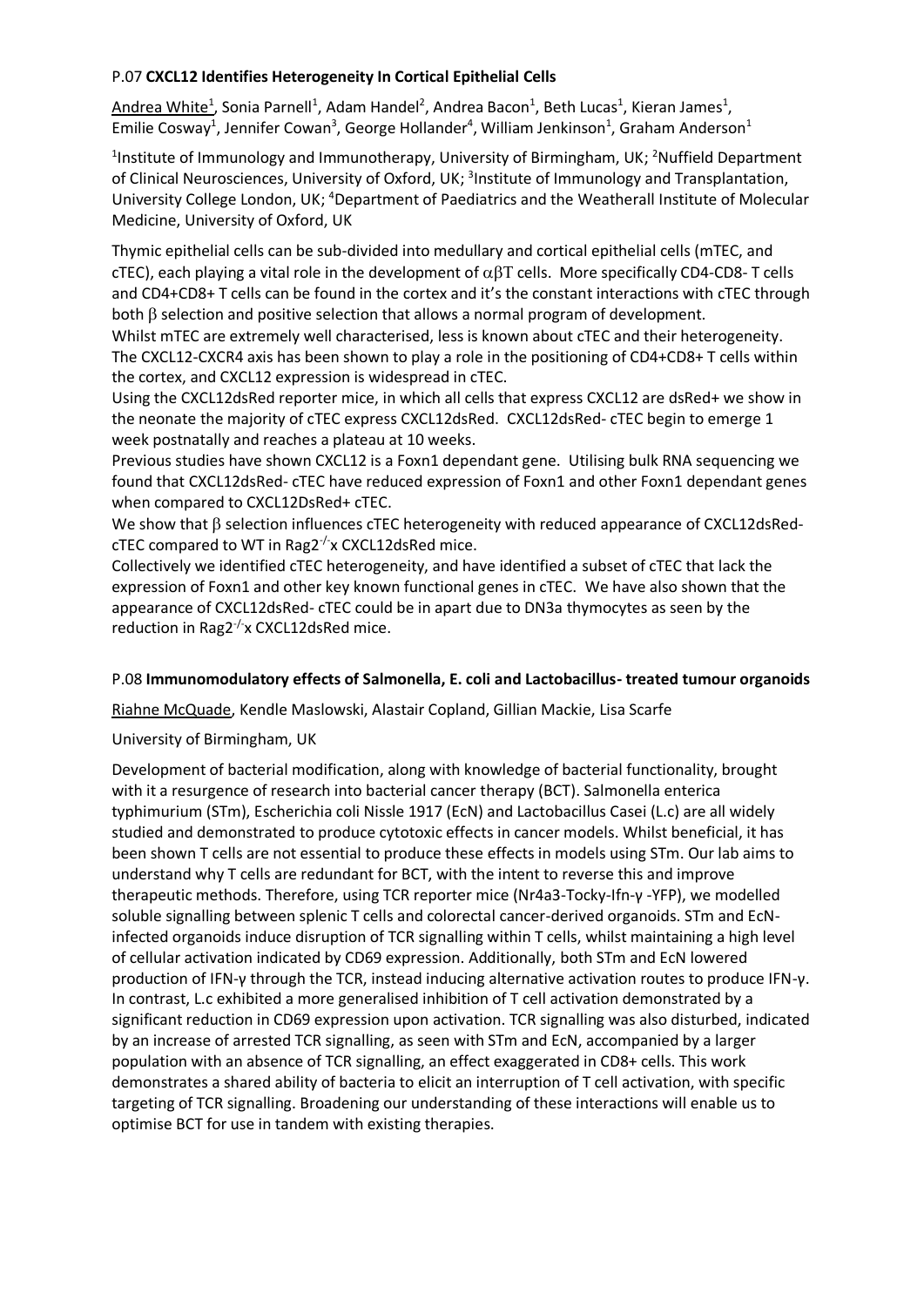### P.07 **CXCL12 Identifies Heterogeneity In Cortical Epithelial Cells**

Andrea White[1], Sonia Parnell[1], Adam Handel[2], Andrea Bacon[1], Beth Lucas[1], Kieran James[1], Emilie Cosway[1], Jennifer Cowan[3], George Hollander[4], William Jenkinson[1], Graham Anderson[1]

[1]Institute of Immunology and Immunotherapy, University of Birmingham, UK; [2]Nuffield Department of Clinical Neurosciences, University of Oxford, UK; [3]Institute of Immunology and Transplantation, University College London, UK; [4]Department of Paediatrics and the Weatherall Institute of Molecular Medicine, University of Oxford, UK

Thymic epithelial cells can be sub-divided into medullary and cortical epithelial cells (mTEC, and cTEC), each playing a vital role in the development of $\alpha\beta$T cells. More specifically CD4-CD8- T cells and CD4+CD8+ T cells can be found in the cortex and it's the constant interactions with cTEC through both $\beta$ selection and positive selection that allows a normal program of development.
Whilst mTEC are extremely well characterised, less is known about cTEC and their heterogeneity. The CXCL12-CXCR4 axis has been shown to play a role in the positioning of CD4+CD8+ T cells within the cortex, and CXCL12 expression is widespread in cTEC.
Using the CXCL12dsRed reporter mice, in which all cells that express CXCL12 are dsRed+ we show in the neonate the majority of cTEC express CXCL12dsRed. CXCL12dsRed- cTEC begin to emerge 1 week postnatally and reaches a plateau at 10 weeks.
Previous studies have shown CXCL12 is a Foxn1 dependant gene. Utilising bulk RNA sequencing we found that CXCL12dsRed- cTEC have reduced expression of Foxn1 and other Foxn1 dependant genes when compared to CXCL12DsRed+ cTEC.
We show that $\beta$ selection influences cTEC heterogeneity with reduced appearance of CXCL12dsRed- cTEC compared to WT in Rag2$^{-/-}$x CXCL12dsRed mice.
Collectively we identified cTEC heterogeneity, and have identified a subset of cTEC that lack the expression of Foxn1 and other key known functional genes in cTEC. We have also shown that the appearance of CXCL12dsRed- cTEC could be in apart due to DN3a thymocytes as seen by the reduction in Rag2$^{-/-}$x CXCL12dsRed mice.

### P.08 **Immunomodulatory effects of Salmonella, E. coli and Lactobacillus- treated tumour organoids**

Riahne McQuade, Kendle Maslowski, Alastair Copland, Gillian Mackie, Lisa Scarfe

University of Birmingham, UK

Development of bacterial modification, along with knowledge of bacterial functionality, brought with it a resurgence of research into bacterial cancer therapy (BCT). Salmonella enterica typhimurium (STm), Escherichia coli Nissle 1917 (EcN) and Lactobacillus Casei (L.c) are all widely studied and demonstrated to produce cytotoxic effects in cancer models. Whilst beneficial, it has been shown T cells are not essential to produce these effects in models using STm. Our lab aims to understand why T cells are redundant for BCT, with the intent to reverse this and improve therapeutic methods. Therefore, using TCR reporter mice (Nr4a3-Tocky-Ifn-γ -YFP), we modelled soluble signalling between splenic T cells and colorectal cancer-derived organoids. STm and EcN-infected organoids induce disruption of TCR signalling within T cells, whilst maintaining a high level of cellular activation indicated by CD69 expression. Additionally, both STm and EcN lowered production of IFN-γ through the TCR, instead inducing alternative activation routes to produce IFN-γ. In contrast, L.c exhibited a more generalised inhibition of T cell activation demonstrated by a significant reduction in CD69 expression upon activation. TCR signalling was also disturbed, indicated by an increase of arrested TCR signalling, as seen with STm and EcN, accompanied by a larger population with an absence of TCR signalling, an effect exaggerated in CD8+ cells. This work demonstrates a shared ability of bacteria to elicit an interruption of T cell activation, with specific targeting of TCR signalling. Broadening our understanding of these interactions will enable us to optimise BCT for use in tandem with existing therapies.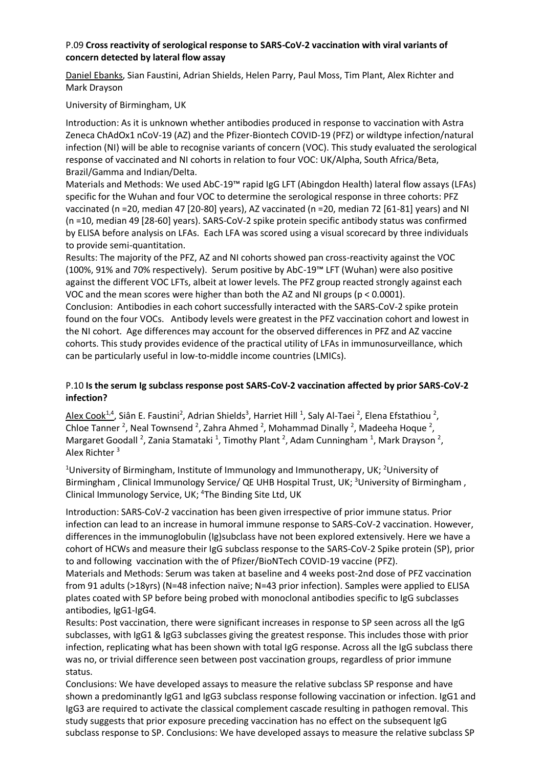### P.09 **Cross reactivity of serological response to SARS-CoV-2 vaccination with viral variants of concern detected by lateral flow assay**

Daniel Ebanks, Sian Faustini, Adrian Shields, Helen Parry, Paul Moss, Tim Plant, Alex Richter and Mark Drayson

University of Birmingham, UK

Introduction: As it is unknown whether antibodies produced in response to vaccination with Astra Zeneca ChAdOx1 nCoV-19 (AZ) and the Pfizer-Biontech COVID-19 (PFZ) or wildtype infection/natural infection (NI) will be able to recognise variants of concern (VOC). This study evaluated the serological response of vaccinated and NI cohorts in relation to four VOC: UK/Alpha, South Africa/Beta, Brazil/Gamma and Indian/Delta.

Materials and Methods: We used AbC-19™ rapid IgG LFT (Abingdon Health) lateral flow assays (LFAs) specific for the Wuhan and four VOC to determine the serological response in three cohorts: PFZ vaccinated (n =20, median 47 [20-80] years), AZ vaccinated (n =20, median 72 [61-81] years) and NI (n =10, median 49 [28-60] years). SARS-CoV-2 spike protein specific antibody status was confirmed by ELISA before analysis on LFAs. Each LFA was scored using a visual scorecard by three individuals to provide semi-quantitation.

Results: The majority of the PFZ, AZ and NI cohorts showed pan cross-reactivity against the VOC (100%, 91% and 70% respectively). Serum positive by AbC-19™ LFT (Wuhan) were also positive against the different VOC LFTs, albeit at lower levels. The PFZ group reacted strongly against each VOC and the mean scores were higher than both the AZ and NI groups ($p < 0.0001$).

Conclusion: Antibodies in each cohort successfully interacted with the SARS-CoV-2 spike protein found on the four VOCs. Antibody levels were greatest in the PFZ vaccination cohort and lowest in the NI cohort. Age differences may account for the observed differences in PFZ and AZ vaccine cohorts. This study provides evidence of the practical utility of LFAs in immunosurveillance, which can be particularly useful in low-to-middle income countries (LMICs).

### P.10 **Is the serum Ig subclass response post SARS-CoV-2 vaccination affected by prior SARS-CoV-2 infection?**

Alex Cook[1,4], Siân E. Faustini[2], Adrian Shields[3], Harriet Hill [1], Saly Al-Taei [2], Elena Efstathiou [2], Chloe Tanner [2], Neal Townsend [2], Zahra Ahmed [2], Mohammad Dinally [2], Madeeha Hoque [2], Margaret Goodall [2], Zania Stamataki [1], Timothy Plant [2], Adam Cunningham [1], Mark Drayson [2], Alex Richter [3]

[1]University of Birmingham, Institute of Immunology and Immunotherapy, UK; [2]University of Birmingham , Clinical Immunology Service/ QE UHB Hospital Trust, UK; [3]University of Birmingham , Clinical Immunology Service, UK; [4]The Binding Site Ltd, UK

Introduction: SARS-CoV-2 vaccination has been given irrespective of prior immune status. Prior infection can lead to an increase in humoral immune response to SARS-CoV-2 vaccination. However, differences in the immunoglobulin (Ig)subclass have not been explored extensively. Here we have a cohort of HCWs and measure their IgG subclass response to the SARS-CoV-2 Spike protein (SP), prior to and following vaccination with the of Pfizer/BioNTech COVID-19 vaccine (PFZ).

Materials and Methods: Serum was taken at baseline and 4 weeks post-2nd dose of PFZ vaccination from 91 adults (>18yrs) (N=48 infection naïve; N=43 prior infection). Samples were applied to ELISA plates coated with SP before being probed with monoclonal antibodies specific to IgG subclasses antibodies, IgG1-IgG4.

Results: Post vaccination, there were significant increases in response to SP seen across all the IgG subclasses, with IgG1 & IgG3 subclasses giving the greatest response. This includes those with prior infection, replicating what has been shown with total IgG response. Across all the IgG subclass there was no, or trivial difference seen between post vaccination groups, regardless of prior immune status.

Conclusions: We have developed assays to measure the relative subclass SP response and have shown a predominantly IgG1 and IgG3 subclass response following vaccination or infection. IgG1 and IgG3 are required to activate the classical complement cascade resulting in pathogen removal. This study suggests that prior exposure preceding vaccination has no effect on the subsequent IgG subclass response to SP. Conclusions: We have developed assays to measure the relative subclass SP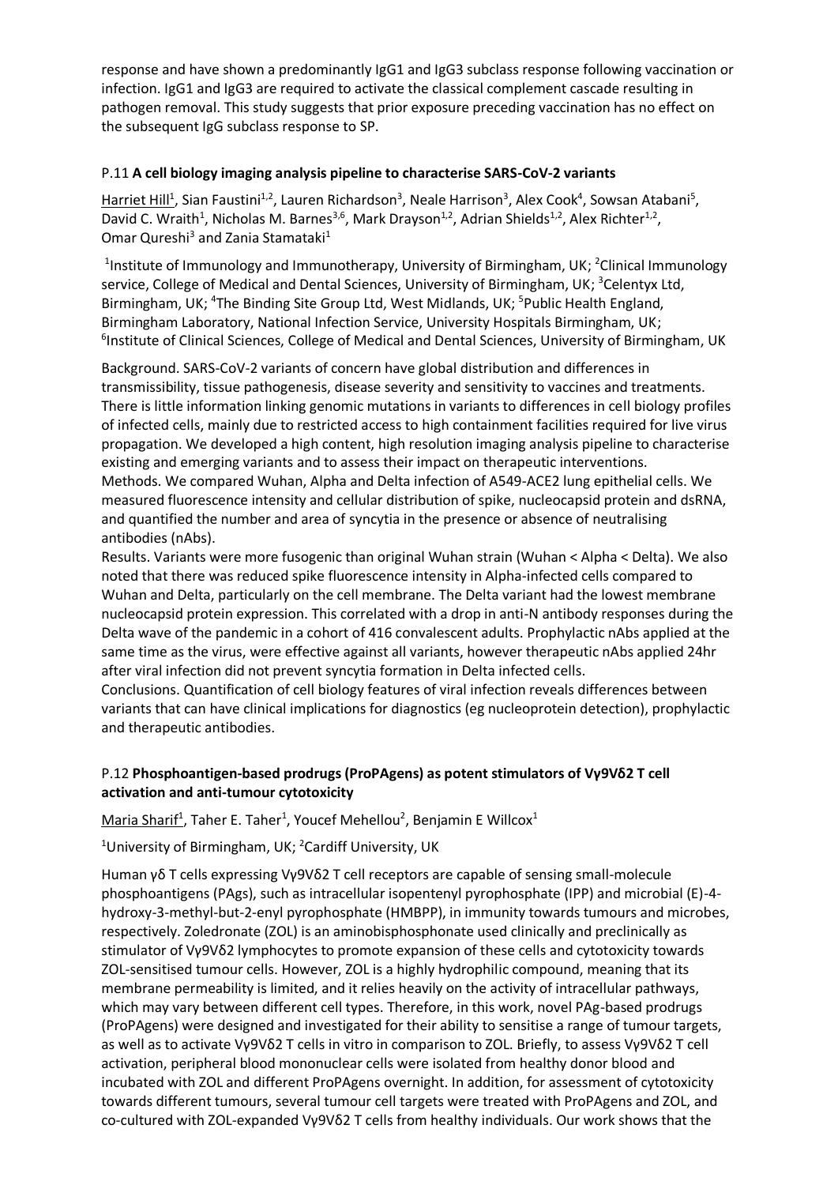response and have shown a predominantly IgG1 and IgG3 subclass response following vaccination or infection. IgG1 and IgG3 are required to activate the classical complement cascade resulting in pathogen removal. This study suggests that prior exposure preceding vaccination has no effect on the subsequent IgG subclass response to SP.

### P.11 **A cell biology imaging analysis pipeline to characterise SARS-CoV-2 variants**

Harriet Hill[1], Sian Faustini[1,2], Lauren Richardson[3], Neale Harrison[3], Alex Cook[4], Sowsan Atabani[5], David C. Wraith[1], Nicholas M. Barnes[3,6], Mark Drayson[1,2], Adrian Shields[1,2], Alex Richter[1,2], Omar Qureshi[3] and Zania Stamataki[1]

[1]Institute of Immunology and Immunotherapy, University of Birmingham, UK; [2]Clinical Immunology service, College of Medical and Dental Sciences, University of Birmingham, UK; [3]Celentyx Ltd, Birmingham, UK; [4]The Binding Site Group Ltd, West Midlands, UK; [5]Public Health England, Birmingham Laboratory, National Infection Service, University Hospitals Birmingham, UK; [6]Institute of Clinical Sciences, College of Medical and Dental Sciences, University of Birmingham, UK

Background. SARS-CoV-2 variants of concern have global distribution and differences in transmissibility, tissue pathogenesis, disease severity and sensitivity to vaccines and treatments. There is little information linking genomic mutations in variants to differences in cell biology profiles of infected cells, mainly due to restricted access to high containment facilities required for live virus propagation. We developed a high content, high resolution imaging analysis pipeline to characterise existing and emerging variants and to assess their impact on therapeutic interventions.
Methods. We compared Wuhan, Alpha and Delta infection of A549-ACE2 lung epithelial cells. We measured fluorescence intensity and cellular distribution of spike, nucleocapsid protein and dsRNA, and quantified the number and area of syncytia in the presence or absence of neutralising antibodies (nAbs).
Results. Variants were more fusogenic than original Wuhan strain (Wuhan < Alpha < Delta). We also noted that there was reduced spike fluorescence intensity in Alpha-infected cells compared to Wuhan and Delta, particularly on the cell membrane. The Delta variant had the lowest membrane nucleocapsid protein expression. This correlated with a drop in anti-N antibody responses during the Delta wave of the pandemic in a cohort of 416 convalescent adults. Prophylactic nAbs applied at the same time as the virus, were effective against all variants, however therapeutic nAbs applied 24hr after viral infection did not prevent syncytia formation in Delta infected cells.
Conclusions. Quantification of cell biology features of viral infection reveals differences between variants that can have clinical implications for diagnostics (eg nucleoprotein detection), prophylactic and therapeutic antibodies.

### P.12 **Phosphoantigen-based prodrugs (ProPAgens) as potent stimulators of Vγ9Vδ2 T cell activation and anti-tumour cytotoxicity**

Maria Sharif[1], Taher E. Taher[1], Youcef Mehellou[2], Benjamin E Willcox[1]

[1]University of Birmingham, UK; [2]Cardiff University, UK

Human γδ T cells expressing Vγ9Vδ2 T cell receptors are capable of sensing small-molecule phosphoantigens (PAgs), such as intracellular isopentenyl pyrophosphate (IPP) and microbial (E)-4-hydroxy-3-methyl-but-2-enyl pyrophosphate (HMBPP), in immunity towards tumours and microbes, respectively. Zoledronate (ZOL) is an aminobisphosphonate used clinically and preclinically as stimulator of Vγ9Vδ2 lymphocytes to promote expansion of these cells and cytotoxicity towards ZOL-sensitised tumour cells. However, ZOL is a highly hydrophilic compound, meaning that its membrane permeability is limited, and it relies heavily on the activity of intracellular pathways, which may vary between different cell types. Therefore, in this work, novel PAg-based prodrugs (ProPAgens) were designed and investigated for their ability to sensitise a range of tumour targets, as well as to activate Vγ9Vδ2 T cells in vitro in comparison to ZOL. Briefly, to assess Vγ9Vδ2 T cell activation, peripheral blood mononuclear cells were isolated from healthy donor blood and incubated with ZOL and different ProPAgens overnight. In addition, for assessment of cytotoxicity towards different tumours, several tumour cell targets were treated with ProPAgens and ZOL, and co-cultured with ZOL-expanded Vγ9Vδ2 T cells from healthy individuals. Our work shows that the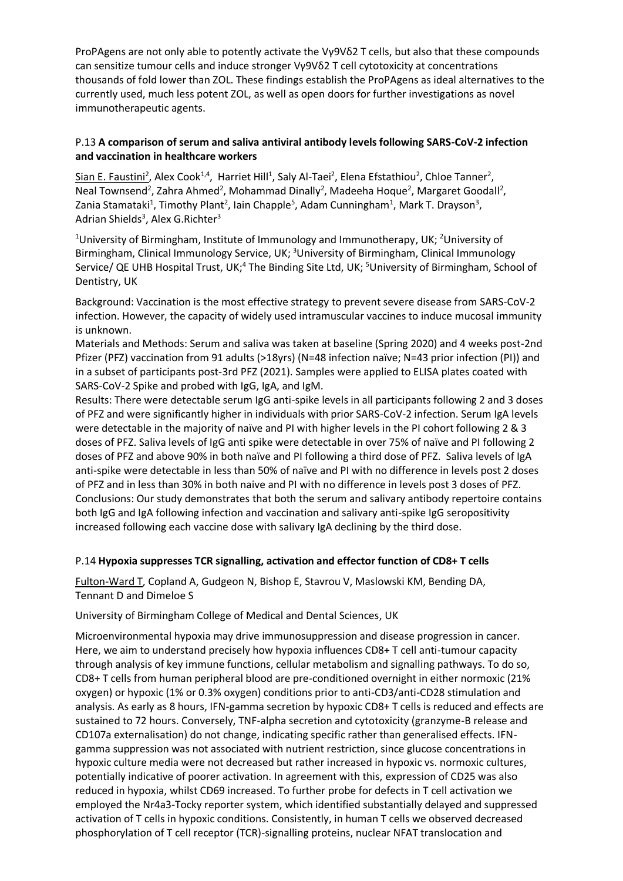ProPAgens are not only able to potently activate the Vγ9Vδ2 T cells, but also that these compounds can sensitize tumour cells and induce stronger Vγ9Vδ2 T cell cytotoxicity at concentrations thousands of fold lower than ZOL. These findings establish the ProPAgens as ideal alternatives to the currently used, much less potent ZOL, as well as open doors for further investigations as novel immunotherapeutic agents.

### P.13 **A comparison of serum and saliva antiviral antibody levels following SARS-CoV-2 infection and vaccination in healthcare workers**

Sian E. Faustini[2], Alex Cook[1,4], Harriet Hill[1], Saly Al-Taei[2], Elena Efstathiou[2], Chloe Tanner[2], Neal Townsend[2], Zahra Ahmed[2], Mohammad Dinally[2], Madeeha Hoque[2], Margaret Goodall[2], Zania Stamataki[1], Timothy Plant[2], Iain Chapple[5], Adam Cunningham[1], Mark T. Drayson[3], Adrian Shields[3], Alex G.Richter[3]

[1]University of Birmingham, Institute of Immunology and Immunotherapy, UK; [2]University of Birmingham, Clinical Immunology Service, UK; [3]University of Birmingham, Clinical Immunology Service/ QE UHB Hospital Trust, UK;[4] The Binding Site Ltd, UK; [5]University of Birmingham, School of Dentistry, UK

Background: Vaccination is the most effective strategy to prevent severe disease from SARS-CoV-2 infection. However, the capacity of widely used intramuscular vaccines to induce mucosal immunity is unknown.

Materials and Methods: Serum and saliva was taken at baseline (Spring 2020) and 4 weeks post-2nd Pfizer (PFZ) vaccination from 91 adults (>18yrs) (N=48 infection naïve; N=43 prior infection (PI)) and in a subset of participants post-3rd PFZ (2021). Samples were applied to ELISA plates coated with SARS-CoV-2 Spike and probed with IgG, IgA, and IgM.

Results: There were detectable serum IgG anti-spike levels in all participants following 2 and 3 doses of PFZ and were significantly higher in individuals with prior SARS-CoV-2 infection. Serum IgA levels were detectable in the majority of naïve and PI with higher levels in the PI cohort following 2 & 3 doses of PFZ. Saliva levels of IgG anti spike were detectable in over 75% of naïve and PI following 2 doses of PFZ and above 90% in both naïve and PI following a third dose of PFZ. Saliva levels of IgA anti-spike were detectable in less than 50% of naïve and PI with no difference in levels post 2 doses of PFZ and in less than 30% in both naive and PI with no difference in levels post 3 doses of PFZ.

Conclusions: Our study demonstrates that both the serum and salivary antibody repertoire contains both IgG and IgA following infection and vaccination and salivary anti-spike IgG seropositivity increased following each vaccine dose with salivary IgA declining by the third dose.

### P.14 **Hypoxia suppresses TCR signalling, activation and effector function of CD8+ T cells**

Fulton-Ward T, Copland A, Gudgeon N, Bishop E, Stavrou V, Maslowski KM, Bending DA, Tennant D and Dimeloe S

University of Birmingham College of Medical and Dental Sciences, UK

Microenvironmental hypoxia may drive immunosuppression and disease progression in cancer. Here, we aim to understand precisely how hypoxia influences CD8+ T cell anti-tumour capacity through analysis of key immune functions, cellular metabolism and signalling pathways. To do so, CD8+ T cells from human peripheral blood are pre-conditioned overnight in either normoxic (21% oxygen) or hypoxic (1% or 0.3% oxygen) conditions prior to anti-CD3/anti-CD28 stimulation and analysis. As early as 8 hours, IFN-gamma secretion by hypoxic CD8+ T cells is reduced and effects are sustained to 72 hours. Conversely, TNF-alpha secretion and cytotoxicity (granzyme-B release and CD107a externalisation) do not change, indicating specific rather than generalised effects. IFN-gamma suppression was not associated with nutrient restriction, since glucose concentrations in hypoxic culture media were not decreased but rather increased in hypoxic vs. normoxic cultures, potentially indicative of poorer activation. In agreement with this, expression of CD25 was also reduced in hypoxia, whilst CD69 increased. To further probe for defects in T cell activation we employed the Nr4a3-Tocky reporter system, which identified substantially delayed and suppressed activation of T cells in hypoxic conditions. Consistently, in human T cells we observed decreased phosphorylation of T cell receptor (TCR)-signalling proteins, nuclear NFAT translocation and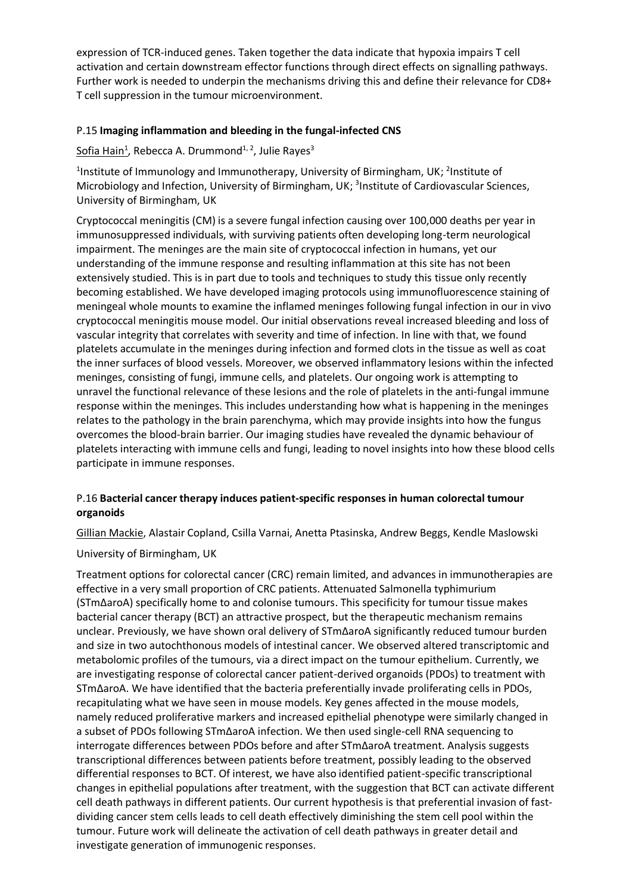expression of TCR-induced genes. Taken together the data indicate that hypoxia impairs T cell activation and certain downstream effector functions through direct effects on signalling pathways. Further work is needed to underpin the mechanisms driving this and define their relevance for CD8+ T cell suppression in the tumour microenvironment.

### P.15 **Imaging inflammation and bleeding in the fungal-infected CNS**

Sofia Hain[1], Rebecca A. Drummond[1, 2], Julie Rayes[3]

[1]Institute of Immunology and Immunotherapy, University of Birmingham, UK; [2]Institute of Microbiology and Infection, University of Birmingham, UK; [3]Institute of Cardiovascular Sciences, University of Birmingham, UK

Cryptococcal meningitis (CM) is a severe fungal infection causing over 100,000 deaths per year in immunosuppressed individuals, with surviving patients often developing long-term neurological impairment. The meninges are the main site of cryptococcal infection in humans, yet our understanding of the immune response and resulting inflammation at this site has not been extensively studied. This is in part due to tools and techniques to study this tissue only recently becoming established. We have developed imaging protocols using immunofluorescence staining of meningeal whole mounts to examine the inflamed meninges following fungal infection in our in vivo cryptococcal meningitis mouse model. Our initial observations reveal increased bleeding and loss of vascular integrity that correlates with severity and time of infection. In line with that, we found platelets accumulate in the meninges during infection and formed clots in the tissue as well as coat the inner surfaces of blood vessels. Moreover, we observed inflammatory lesions within the infected meninges, consisting of fungi, immune cells, and platelets. Our ongoing work is attempting to unravel the functional relevance of these lesions and the role of platelets in the anti-fungal immune response within the meninges. This includes understanding how what is happening in the meninges relates to the pathology in the brain parenchyma, which may provide insights into how the fungus overcomes the blood-brain barrier. Our imaging studies have revealed the dynamic behaviour of platelets interacting with immune cells and fungi, leading to novel insights into how these blood cells participate in immune responses.

### P.16 **Bacterial cancer therapy induces patient-specific responses in human colorectal tumour organoids**

Gillian Mackie, Alastair Copland, Csilla Varnai, Anetta Ptasinska, Andrew Beggs, Kendle Maslowski

University of Birmingham, UK

Treatment options for colorectal cancer (CRC) remain limited, and advances in immunotherapies are effective in a very small proportion of CRC patients. Attenuated Salmonella typhimurium (STmΔaroA) specifically home to and colonise tumours. This specificity for tumour tissue makes bacterial cancer therapy (BCT) an attractive prospect, but the therapeutic mechanism remains unclear. Previously, we have shown oral delivery of STmΔaroA significantly reduced tumour burden and size in two autochthonous models of intestinal cancer. We observed altered transcriptomic and metabolomic profiles of the tumours, via a direct impact on the tumour epithelium. Currently, we are investigating response of colorectal cancer patient-derived organoids (PDOs) to treatment with STmΔaroA. We have identified that the bacteria preferentially invade proliferating cells in PDOs, recapitulating what we have seen in mouse models. Key genes affected in the mouse models, namely reduced proliferative markers and increased epithelial phenotype were similarly changed in a subset of PDOs following STmΔaroA infection. We then used single-cell RNA sequencing to interrogate differences between PDOs before and after STmΔaroA treatment. Analysis suggests transcriptional differences between patients before treatment, possibly leading to the observed differential responses to BCT. Of interest, we have also identified patient-specific transcriptional changes in epithelial populations after treatment, with the suggestion that BCT can activate different cell death pathways in different patients. Our current hypothesis is that preferential invasion of fast-dividing cancer stem cells leads to cell death effectively diminishing the stem cell pool within the tumour. Future work will delineate the activation of cell death pathways in greater detail and investigate generation of immunogenic responses.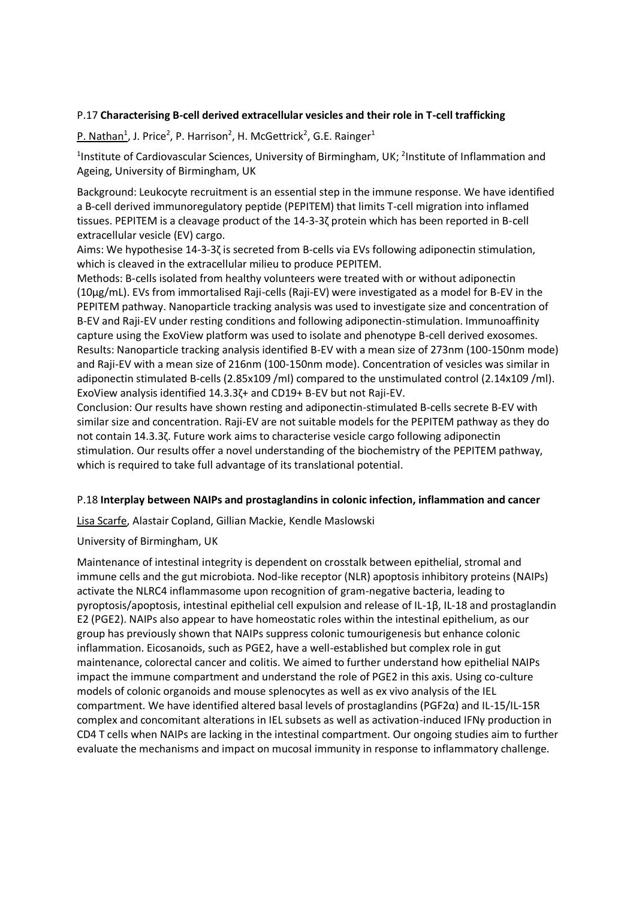P.17 **Characterising B-cell derived extracellular vesicles and their role in T-cell trafficking**

P. Nathan[1], J. Price[2], P. Harrison[2], H. McGettrick[2], G.E. Rainger[1]

[1]Institute of Cardiovascular Sciences, University of Birmingham, UK; [2]Institute of Inflammation and Ageing, University of Birmingham, UK

Background: Leukocyte recruitment is an essential step in the immune response. We have identified a B-cell derived immunoregulatory peptide (PEPITEM) that limits T-cell migration into inflamed tissues. PEPITEM is a cleavage product of the 14-3-3ζ protein which has been reported in B-cell extracellular vesicle (EV) cargo.

Aims: We hypothesise 14-3-3ζ is secreted from B-cells via EVs following adiponectin stimulation, which is cleaved in the extracellular milieu to produce PEPITEM.

Methods: B-cells isolated from healthy volunteers were treated with or without adiponectin (10µg/mL). EVs from immortalised Raji-cells (Raji-EV) were investigated as a model for B-EV in the PEPITEM pathway. Nanoparticle tracking analysis was used to investigate size and concentration of B-EV and Raji-EV under resting conditions and following adiponectin-stimulation. Immunoaffinity capture using the ExoView platform was used to isolate and phenotype B-cell derived exosomes.

Results: Nanoparticle tracking analysis identified B-EV with a mean size of 273nm (100-150nm mode) and Raji-EV with a mean size of 216nm (100-150nm mode). Concentration of vesicles was similar in adiponectin stimulated B-cells (2.85x109 /ml) compared to the unstimulated control (2.14x109 /ml). ExoView analysis identified 14.3.3ζ+ and CD19+ B-EV but not Raji-EV.

Conclusion: Our results have shown resting and adiponectin-stimulated B-cells secrete B-EV with similar size and concentration. Raji-EV are not suitable models for the PEPITEM pathway as they do not contain 14.3.3ζ. Future work aims to characterise vesicle cargo following adiponectin stimulation. Our results offer a novel understanding of the biochemistry of the PEPITEM pathway, which is required to take full advantage of its translational potential.

P.18 **Interplay between NAIPs and prostaglandins in colonic infection, inflammation and cancer**

Lisa Scarfe, Alastair Copland, Gillian Mackie, Kendle Maslowski

University of Birmingham, UK

Maintenance of intestinal integrity is dependent on crosstalk between epithelial, stromal and immune cells and the gut microbiota. Nod-like receptor (NLR) apoptosis inhibitory proteins (NAIPs) activate the NLRC4 inflammasome upon recognition of gram-negative bacteria, leading to pyroptosis/apoptosis, intestinal epithelial cell expulsion and release of IL-1β, IL-18 and prostaglandin E2 (PGE2). NAIPs also appear to have homeostatic roles within the intestinal epithelium, as our group has previously shown that NAIPs suppress colonic tumourigenesis but enhance colonic inflammation. Eicosanoids, such as PGE2, have a well-established but complex role in gut maintenance, colorectal cancer and colitis. We aimed to further understand how epithelial NAIPs impact the immune compartment and understand the role of PGE2 in this axis. Using co-culture models of colonic organoids and mouse splenocytes as well as ex vivo analysis of the IEL compartment. We have identified altered basal levels of prostaglandins (PGF2α) and IL-15/IL-15R complex and concomitant alterations in IEL subsets as well as activation-induced IFNγ production in CD4 T cells when NAIPs are lacking in the intestinal compartment. Our ongoing studies aim to further evaluate the mechanisms and impact on mucosal immunity in response to inflammatory challenge.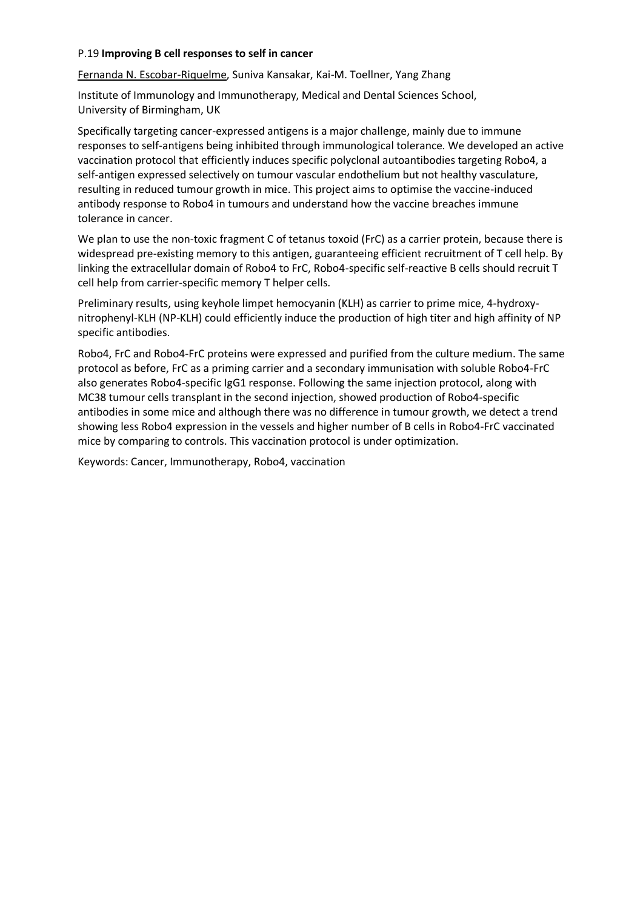P.19 **Improving B cell responses to self in cancer**

Fernanda N. Escobar-Riquelme, Suniva Kansakar, Kai-M. Toellner, Yang Zhang

Institute of Immunology and Immunotherapy, Medical and Dental Sciences School, University of Birmingham, UK

Specifically targeting cancer-expressed antigens is a major challenge, mainly due to immune responses to self-antigens being inhibited through immunological tolerance. We developed an active vaccination protocol that efficiently induces specific polyclonal autoantibodies targeting Robo4, a self-antigen expressed selectively on tumour vascular endothelium but not healthy vasculature, resulting in reduced tumour growth in mice. This project aims to optimise the vaccine-induced antibody response to Robo4 in tumours and understand how the vaccine breaches immune tolerance in cancer.

We plan to use the non-toxic fragment C of tetanus toxoid (FrC) as a carrier protein, because there is widespread pre-existing memory to this antigen, guaranteeing efficient recruitment of T cell help. By linking the extracellular domain of Robo4 to FrC, Robo4-specific self-reactive B cells should recruit T cell help from carrier-specific memory T helper cells.

Preliminary results, using keyhole limpet hemocyanin (KLH) as carrier to prime mice, 4-hydroxy-nitrophenyl-KLH (NP-KLH) could efficiently induce the production of high titer and high affinity of NP specific antibodies.

Robo4, FrC and Robo4-FrC proteins were expressed and purified from the culture medium. The same protocol as before, FrC as a priming carrier and a secondary immunisation with soluble Robo4-FrC also generates Robo4-specific IgG1 response. Following the same injection protocol, along with MC38 tumour cells transplant in the second injection, showed production of Robo4-specific antibodies in some mice and although there was no difference in tumour growth, we detect a trend showing less Robo4 expression in the vessels and higher number of B cells in Robo4-FrC vaccinated mice by comparing to controls. This vaccination protocol is under optimization.

Keywords: Cancer, Immunotherapy, Robo4, vaccination